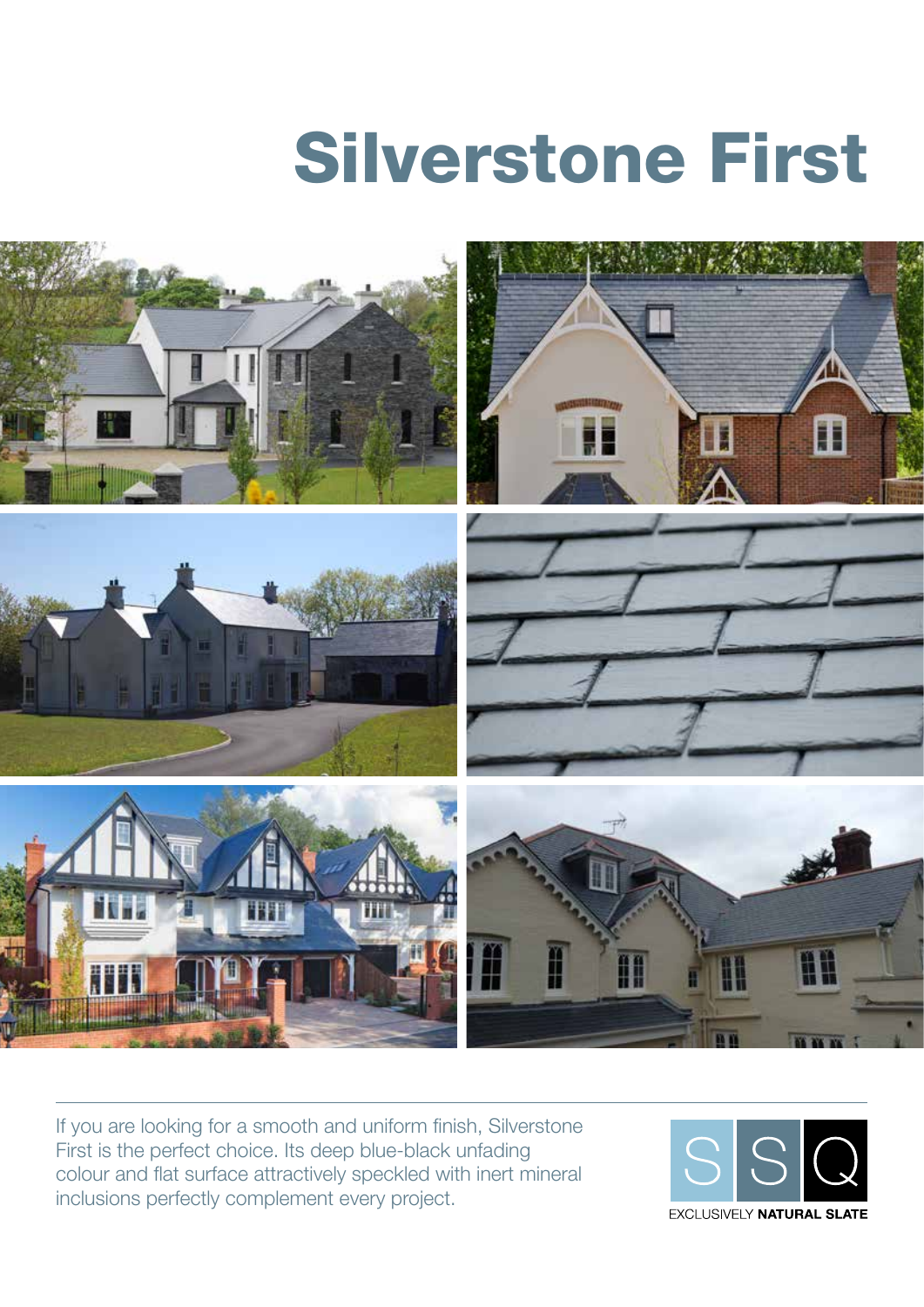# Silverstone First

If you are looking for a smooth and uniform finish, Silverstone First is the perfect choice. Its deep blue-black unfading colour and flat surface attractively speckled with inert mineral inclusions perfectly complement every project.

SSQ

EXCLUSIVELY **NATURAL SLATE**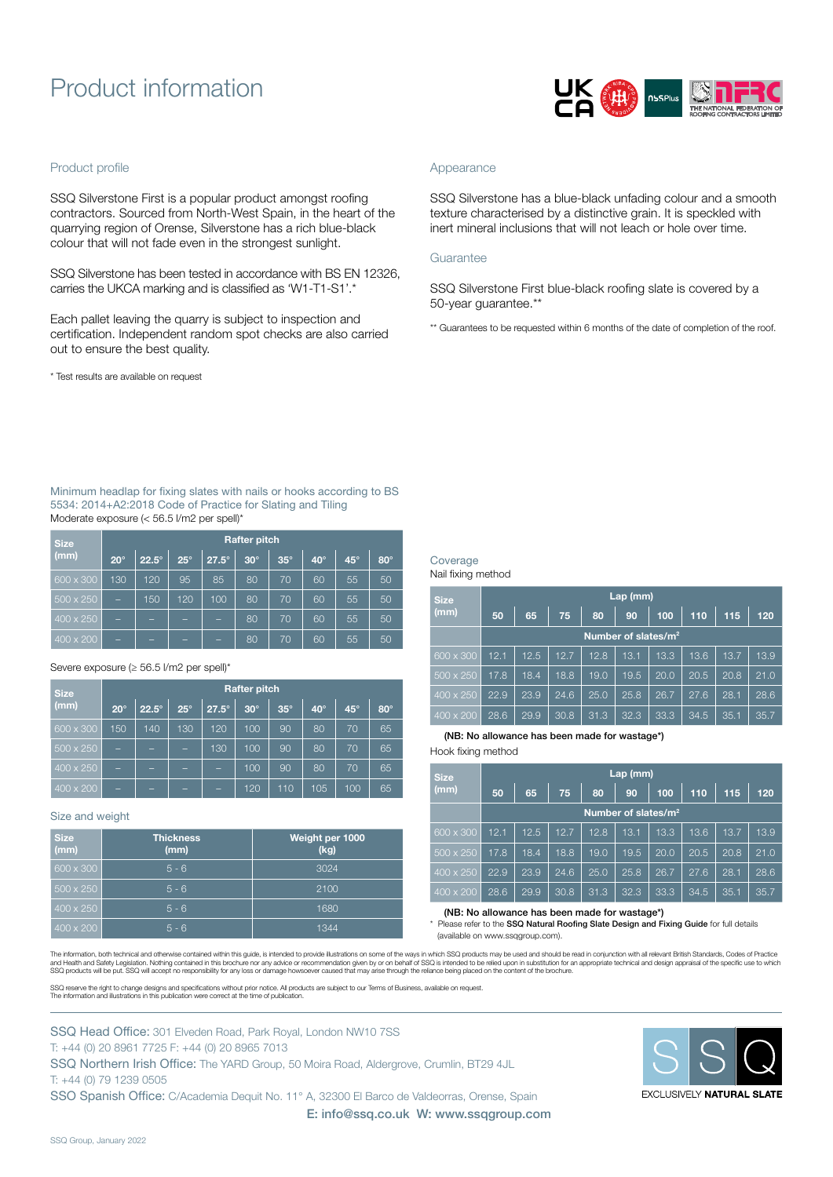# Product information

## Product profile

SSQ Silverstone First is a popular product amongst roofing contractors. Sourced from North-West Spain, in the heart of the quarrying region of Orense, Silverstone has a rich blue-black colour that will not fade even in the strongest sunlight.

SSQ Silverstone has been tested in accordance with BS EN 12326, carries the UKCA marking and is classified as 'W1-T1-S1'.*

Each pallet leaving the quarry is subject to inspection and certification. Independent random spot checks are also carried out to ensure the best quality.

\* Test results are available on request

## Appearance

SSQ Silverstone has a blue-black unfading colour and a smooth texture characterised by a distinctive grain. It is speckled with inert mineral inclusions that will not leach or hole over time.

## Guarantee

SSQ Silverstone First blue-black roofing slate is covered by a 50-year guarantee.**

** Guarantees to be requested within 6 months of the date of completion of the roof.

## Minimum headlap for fixing slates with nails or hooks according to BS 5534: 2014+A2:2018 Code of Practice for Slating and Tiling

Moderate exposure (< 56.5 l/m2 per spell)*

| Size (mm) | Rafter pitch | | | | | | | | |
|---|---|---|---|---|---|---|---|---|---|
| | 20° | 22.5° | 25° | 27.5° | 30° | 35° | 40° | 45° | 80° |
| 600 x 300 | 130 | 120 | 95 | 85 | 80 | 70 | 60 | 55 | 50 |
| 500 x 250 | – | 150 | 120 | 100 | 80 | 70 | 60 | 55 | 50 |
| 400 x 250 | – | – | – | – | 80 | 70 | 60 | 55 | 50 |
| 400 x 200 | – | – | – | – | 80 | 70 | 60 | 55 | 50 |

Severe exposure (≥ 56.5 l/m2 per spell)*

| Size (mm) | Rafter pitch | | | | | | | | |
|---|---|---|---|---|---|---|---|---|---|
| | 20° | 22.5° | 25° | 27.5° | 30° | 35° | 40° | 45° | 80° |
| 600 x 300 | 150 | 140 | 130 | 120 | 100 | 90 | 80 | 70 | 65 |
| 500 x 250 | – | – | – | 130 | 100 | 90 | 80 | 70 | 65 |
| 400 x 250 | – | – | – | – | 100 | 90 | 80 | 70 | 65 |
| 400 x 200 | – | – | – | – | 120 | 110 | 105 | 100 | 65 |

## Size and weight

| Size (mm) | Thickness (mm) | Weight per 1000 (kg) |
|---|---|---|
| 600 x 300 | 5 - 6 | 3024 |
| 500 x 250 | 5 - 6 | 2100 |
| 400 x 250 | 5 - 6 | 1680 |
| 400 x 200 | 5 - 6 | 1344 |

## Coverage

Nail fixing method

| Size (mm) | Lap (mm) | | | | | | | | |
|---|---|---|---|---|---|---|---|---|---|
| | 50 | 65 | 75 | 80 | 90 | 100 | 110 | 115 | 120 |
| | Number of slates/m² | | | | | | | | |
| 600 x 300 | 12.1 | 12.5 | 12.7 | 12.8 | 13.1 | 13.3 | 13.6 | 13.7 | 13.9 |
| 500 x 250 | 17.8 | 18.4 | 18.8 | 19.0 | 19.5 | 20.0 | 20.5 | 20.8 | 21.0 |
| 400 x 250 | 22.9 | 23.9 | 24.6 | 25.0 | 25.8 | 26.7 | 27.6 | 28.1 | 28.6 |
| 400 x 200 | 28.6 | 29.9 | 30.8 | 31.3 | 32.3 | 33.3 | 34.5 | 35.1 | 35.7 |

**(NB: No allowance has been made for wastage*)**

Hook fixing method

| Size (mm) | Lap (mm) | | | | | | | | |
|---|---|---|---|---|---|---|---|---|---|
| | 50 | 65 | 75 | 80 | 90 | 100 | 110 | 115 | 120 |
| | Number of slates/m² | | | | | | | | |
| 600 x 300 | 12.1 | 12.5 | 12.7 | 12.8 | 13.1 | 13.3 | 13.6 | 13.7 | 13.9 |
| 500 x 250 | 17.8 | 18.4 | 18.8 | 19.0 | 19.5 | 20.0 | 20.5 | 20.8 | 21.0 |
| 400 x 250 | 22.9 | 23.9 | 24.6 | 25.0 | 25.8 | 26.7 | 27.6 | 28.1 | 28.6 |
| 400 x 200 | 28.6 | 29.9 | 30.8 | 31.3 | 32.3 | 33.3 | 34.5 | 35.1 | 35.7 |

**(NB: No allowance has been made for wastage*)**

\* Please refer to the **SSQ Natural Roofing Slate Design and Fixing Guide** for full details (available on www.ssqgroup.com).

The information, both technical and otherwise contained within this guide, is intended to provide illustrations on some of the ways in which SSQ products may be used and should be read in conjunction with all relevant British Standards, Codes of Practice and Health and Safety Legislation. Nothing contained in this brochure nor any advice or recommendation given by or on behalf of SSQ is intended to be relied upon in substitution for an appropriate technical and design appraisal of the specific use to which SSQ products will be put. SSQ will accept no responsibility for any loss or damage howsoever caused that may arise through the reliance being placed on the content of the brochure.

SSQ reserve the right to change designs and specifications without prior notice. All products are subject to our Terms of Business, available on request.
The information and illustrations in this publication were correct at the time of publication.

SSQ Head Office: 301 Elveden Road, Park Royal, London NW10 7SS
T: +44 (0) 20 8961 7725 F: +44 (0) 20 8965 7013
SSQ Northern Irish Office: The YARD Group, 50 Moira Road, Aldergrove, Crumlin, BT29 4JL
T: +44 (0) 79 1239 0505
SSQ Spanish Office: C/Academia Dequit No. 11° A, 32300 El Barco de Valdeorras, Orense, Spain
E: info@ssq.co.uk W: www.ssqgroup.com

EXCLUSIVELY **NATURAL SLATE**

SSQ Group, January 2022